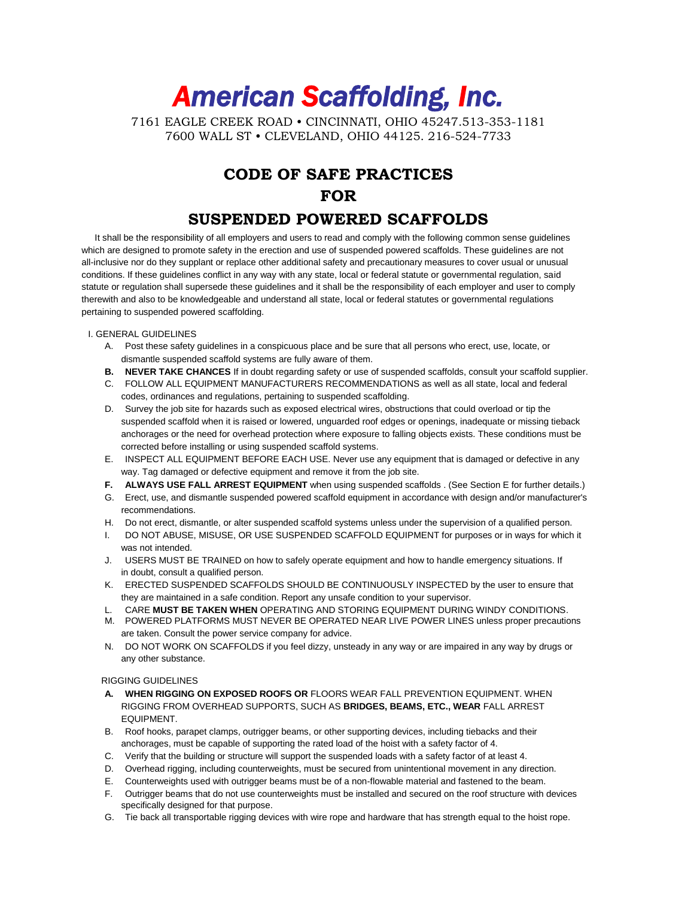# *American Scaffolding, Inc.*

7161 EAGLE CREEK ROAD • CINCINNATI, OHIO 45247.513-353-1181
7600 WALL ST • CLEVELAND, OHIO 44125. 216-524-7733

## CODE OF SAFE PRACTICES
## FOR
## SUSPENDED POWERED SCAFFOLDS

It shall be the responsibility of all employers and users to read and comply with the following common sense guidelines which are designed to promote safety in the erection and use of suspended powered scaffolds. These guidelines are not all-inclusive nor do they supplant or replace other additional safety and precautionary measures to cover usual or unusual conditions. If these guidelines conflict in any way with any state, local or federal statute or governmental regulation, said statute or regulation shall supersede these guidelines and it shall be the responsibility of each employer and user to comply therewith and also to be knowledgeable and understand all state, local or federal statutes or governmental regulations pertaining to suspended powered scaffolding.

I. GENERAL GUIDELINES

A. Post these safety guidelines in a conspicuous place and be sure that all persons who erect, use, locate, or dismantle suspended scaffold systems are fully aware of them.

**B. NEVER TAKE CHANCES** If in doubt regarding safety or use of suspended scaffolds, consult your scaffold supplier.

C. FOLLOW ALL EQUIPMENT MANUFACTURERS RECOMMENDATIONS as well as all state, local and federal codes, ordinances and regulations, pertaining to suspended scaffolding.

D. Survey the job site for hazards such as exposed electrical wires, obstructions that could overload or tip the suspended scaffold when it is raised or lowered, unguarded roof edges or openings, inadequate or missing tieback anchorages or the need for overhead protection where exposure to falling objects exists. These conditions must be corrected before installing or using suspended scaffold systems.

E. INSPECT ALL EQUIPMENT BEFORE EACH USE. Never use any equipment that is damaged or defective in any way. Tag damaged or defective equipment and remove it from the job site.

**F. ALWAYS USE FALL ARREST EQUIPMENT** when using suspended scaffolds . (See Section E for further details.)

G. Erect, use, and dismantle suspended powered scaffold equipment in accordance with design and/or manufacturer's recommendations.

H. Do not erect, dismantle, or alter suspended scaffold systems unless under the supervision of a qualified person.

I. DO NOT ABUSE, MISUSE, OR USE SUSPENDED SCAFFOLD EQUIPMENT for purposes or in ways for which it was not intended.

J. USERS MUST BE TRAINED on how to safely operate equipment and how to handle emergency situations. If in doubt, consult a qualified person.

K. ERECTED SUSPENDED SCAFFOLDS SHOULD BE CONTINUOUSLY INSPECTED by the user to ensure that they are maintained in a safe condition. Report any unsafe condition to your supervisor.

L. CARE **MUST BE TAKEN WHEN** OPERATING AND STORING EQUIPMENT DURING WINDY CONDITIONS.

M. POWERED PLATFORMS MUST NEVER BE OPERATED NEAR LIVE POWER LINES unless proper precautions are taken. Consult the power service company for advice.

N. DO NOT WORK ON SCAFFOLDS if you feel dizzy, unsteady in any way or are impaired in any way by drugs or any other substance.

RIGGING GUIDELINES

**A. WHEN RIGGING ON EXPOSED ROOFS OR** FLOORS WEAR FALL PREVENTION EQUIPMENT. WHEN RIGGING FROM OVERHEAD SUPPORTS, SUCH AS **BRIDGES, BEAMS, ETC., WEAR** FALL ARREST EQUIPMENT.

B. Roof hooks, parapet clamps, outrigger beams, or other supporting devices, including tiebacks and their anchorages, must be capable of supporting the rated load of the hoist with a safety factor of 4.

C. Verify that the building or structure will support the suspended loads with a safety factor of at least 4.

D. Overhead rigging, including counterweights, must be secured from unintentional movement in any direction.

E. Counterweights used with outrigger beams must be of a non-flowable material and fastened to the beam.

F. Outrigger beams that do not use counterweights must be installed and secured on the roof structure with devices specifically designed for that purpose.

G. Tie back all transportable rigging devices with wire rope and hardware that has strength equal to the hoist rope.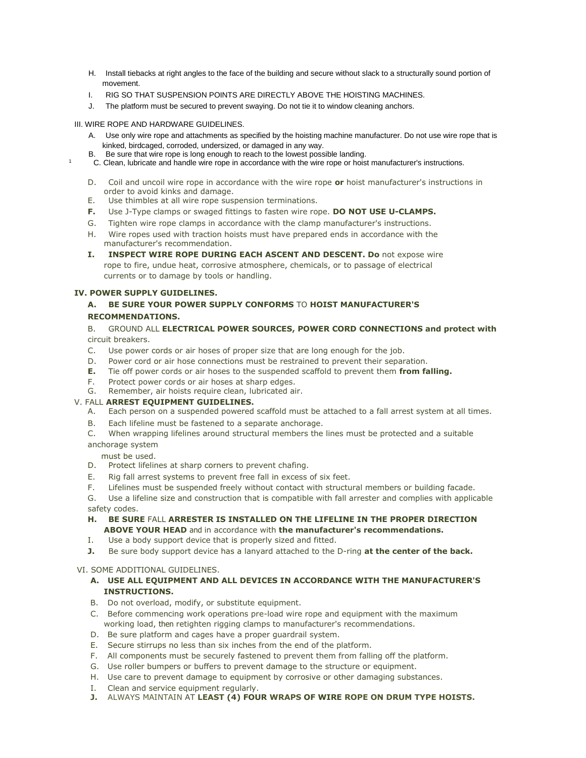H. Install tiebacks at right angles to the face of the building and secure without slack to a structurally sound portion of movement.

I. RIG SO THAT SUSPENSION POINTS ARE DIRECTLY ABOVE THE HOISTING MACHINES.

J. The platform must be secured to prevent swaying. Do not tie it to window cleaning anchors.

III. WIRE ROPE AND HARDWARE GUIDELINES.

A. Use only wire rope and attachments as specified by the hoisting machine manufacturer. Do not use wire rope that is kinked, birdcaged, corroded, undersized, or damaged in any way.

B. Be sure that wire rope is long enough to reach to the lowest possible landing.

C. Clean, lubricate and handle wire rope in accordance with the wire rope or hoist manufacturer's instructions.

D. Coil and uncoil wire rope in accordance with the wire rope **or** hoist manufacturer's instructions in order to avoid kinks and damage.

E. Use thimbles at all wire rope suspension terminations.

**F.** Use J-Type clamps or swaged fittings to fasten wire rope. **DO NOT USE U-CLAMPS.**

G. Tighten wire rope clamps in accordance with the clamp manufacturer's instructions.

H. Wire ropes used with traction hoists must have prepared ends in accordance with the manufacturer's recommendation.

**I. INSPECT WIRE ROPE DURING EACH ASCENT AND DESCENT. Do** not expose wire rope to fire, undue heat, corrosive atmosphere, chemicals, or to passage of electrical currents or to damage by tools or handling.

**IV. POWER SUPPLY GUIDELINES.**

**A. BE SURE YOUR POWER SUPPLY CONFORMS** TO **HOIST MANUFACTURER'S RECOMMENDATIONS.**

B. GROUND ALL **ELECTRICAL POWER SOURCES, POWER CORD CONNECTIONS and protect with** circuit breakers.

C. Use power cords or air hoses of proper size that are long enough for the job.

D. Power cord or air hose connections must be restrained to prevent their separation.

**E.** Tie off power cords or air hoses to the suspended scaffold to prevent them **from falling.**

F. Protect power cords or air hoses at sharp edges.

G. Remember, air hoists require clean, lubricated air.

V. FALL **ARREST EQUIPMENT GUIDELINES.**

A. Each person on a suspended powered scaffold must be attached to a fall arrest system at all times.

B. Each lifeline must be fastened to a separate anchorage.

C. When wrapping lifelines around structural members the lines must be protected and a suitable anchorage system must be used.

D. Protect lifelines at sharp corners to prevent chafing.

E. Rig fall arrest systems to prevent free fall in excess of six feet.

F. Lifelines must be suspended freely without contact with structural members or building facade.

G. Use a lifeline size and construction that is compatible with fall arrester and complies with applicable safety codes.

**H. BE SURE** FALL **ARRESTER IS INSTALLED ON THE LIFELINE IN THE PROPER DIRECTION ABOVE YOUR HEAD** and in accordance with **the manufacturer's recommendations.**

I. Use a body support device that is properly sized and fitted.

**J.** Be sure body support device has a lanyard attached to the D-ring **at the center of the back.**

VI. SOME ADDITIONAL GUIDELINES.

**A. USE ALL EQUIPMENT AND ALL DEVICES IN ACCORDANCE WITH THE MANUFACTURER'S INSTRUCTIONS.**

B. Do not overload, modify, or substitute equipment.

C. Before commencing work operations pre-load wire rope and equipment with the maximum working load, then retighten rigging clamps to manufacturer's recommendations.

D. Be sure platform and cages have a proper guardrail system.

E. Secure stirrups no less than six inches from the end of the platform.

F. All components must be securely fastened to prevent them from falling off the platform.

G. Use roller bumpers or buffers to prevent damage to the structure or equipment.

H. Use care to prevent damage to equipment by corrosive or other damaging substances.

I. Clean and service equipment regularly.

**J.** ALWAYS MAINTAIN AT **LEAST (4) FOUR WRAPS OF WIRE ROPE ON DRUM TYPE HOISTS.**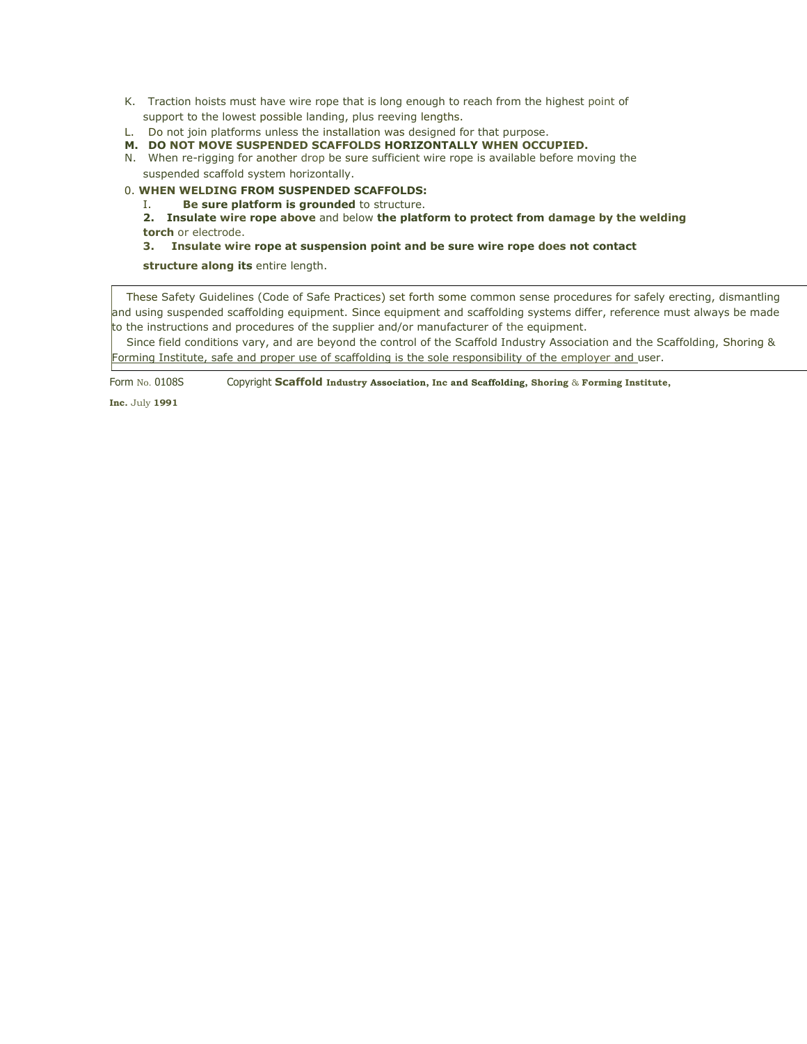K. Traction hoists must have wire rope that is long enough to reach from the highest point of support to the lowest possible landing, plus reeving lengths.

L. Do not join platforms unless the installation was designed for that purpose.

**M. DO NOT MOVE SUSPENDED SCAFFOLDS HORIZONTALLY WHEN OCCUPIED.**

N. When re-rigging for another drop be sure sufficient wire rope is available before moving the suspended scaffold system horizontally.

0. **WHEN WELDING FROM SUSPENDED SCAFFOLDS:**

   I. **Be sure platform is grounded** to structure.

   **2. Insulate wire rope above** and below **the platform to protect from damage by the welding torch** or electrode.

   **3. Insulate wire rope at suspension point and be sure wire rope does not contact structure along its** entire length.

These Safety Guidelines (Code of Safe Practices) set forth some common sense procedures for safely erecting, dismantling and using suspended scaffolding equipment. Since equipment and scaffolding systems differ, reference must always be made to the instructions and procedures of the supplier and/or manufacturer of the equipment.

Since field conditions vary, and are beyond the control of the Scaffold Industry Association and the Scaffolding, Shoring & Forming Institute, safe and proper use of scaffolding is the sole responsibility of the employer and user.

Form No. 0108S Copyright **Scaffold Industry Association, Inc and Scaffolding, Shoring** & **Forming Institute, Inc.** July **1991**